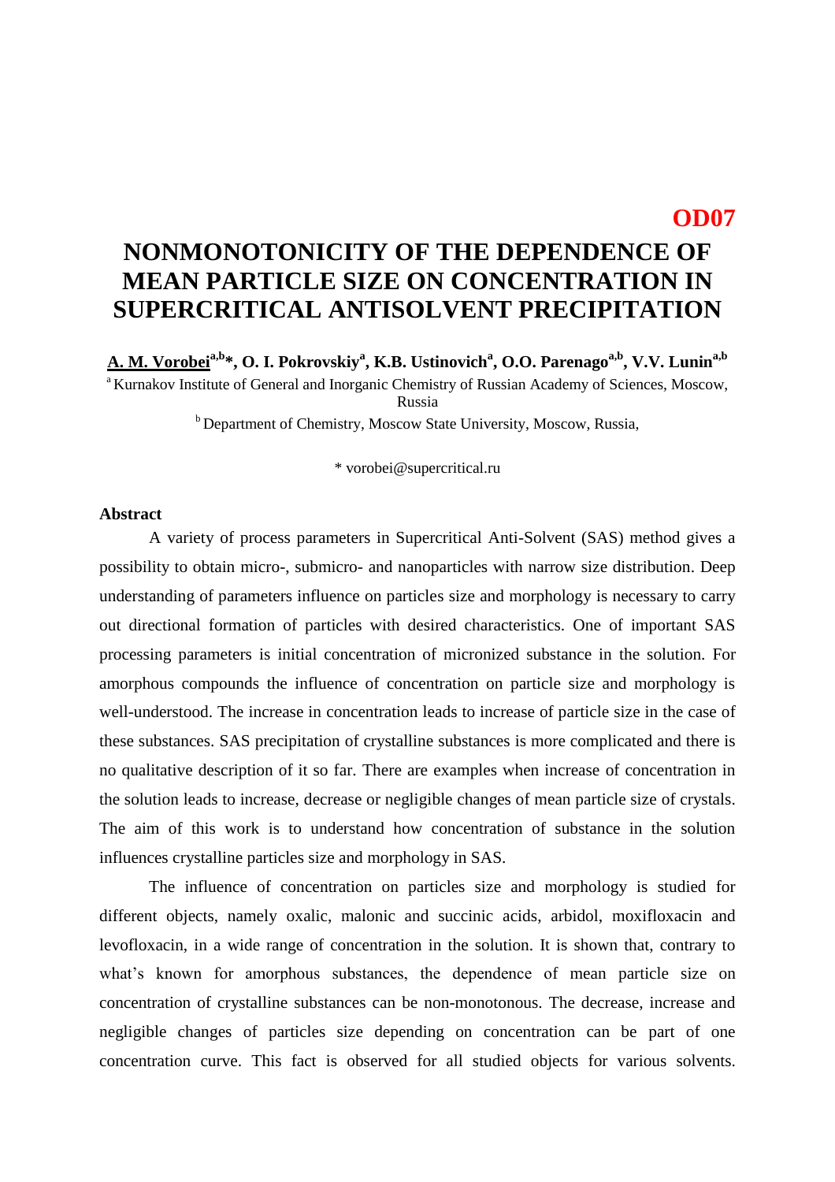**OD07**

# NONMONOTONICITY OF THE DEPENDENCE OF MEAN PARTICLE SIZE ON CONCENTRATION IN SUPERCRITICAL ANTISOLVENT PRECIPITATION

**A. M. Vorobei[a,b]*, O. I. Pokrovskiy[a], K.B. Ustinovich[a], O.O. Parenago[a,b], V.V. Lunin[a,b]**

[a] Kurnakov Institute of General and Inorganic Chemistry of Russian Academy of Sciences, Moscow, Russia

[b] Department of Chemistry, Moscow State University, Moscow, Russia,

* vorobei@supercritical.ru

**Abstract**

A variety of process parameters in Supercritical Anti-Solvent (SAS) method gives a possibility to obtain micro-, submicro- and nanoparticles with narrow size distribution. Deep understanding of parameters influence on particles size and morphology is necessary to carry out directional formation of particles with desired characteristics. One of important SAS processing parameters is initial concentration of micronized substance in the solution. For amorphous compounds the influence of concentration on particle size and morphology is well-understood. The increase in concentration leads to increase of particle size in the case of these substances. SAS precipitation of crystalline substances is more complicated and there is no qualitative description of it so far. There are examples when increase of concentration in the solution leads to increase, decrease or negligible changes of mean particle size of crystals. The aim of this work is to understand how concentration of substance in the solution influences crystalline particles size and morphology in SAS.

The influence of concentration on particles size and morphology is studied for different objects, namely oxalic, malonic and succinic acids, arbidol, moxifloxacin and levofloxacin, in a wide range of concentration in the solution. It is shown that, contrary to what's known for amorphous substances, the dependence of mean particle size on concentration of crystalline substances can be non-monotonous. The decrease, increase and negligible changes of particles size depending on concentration can be part of one concentration curve. This fact is observed for all studied objects for various solvents.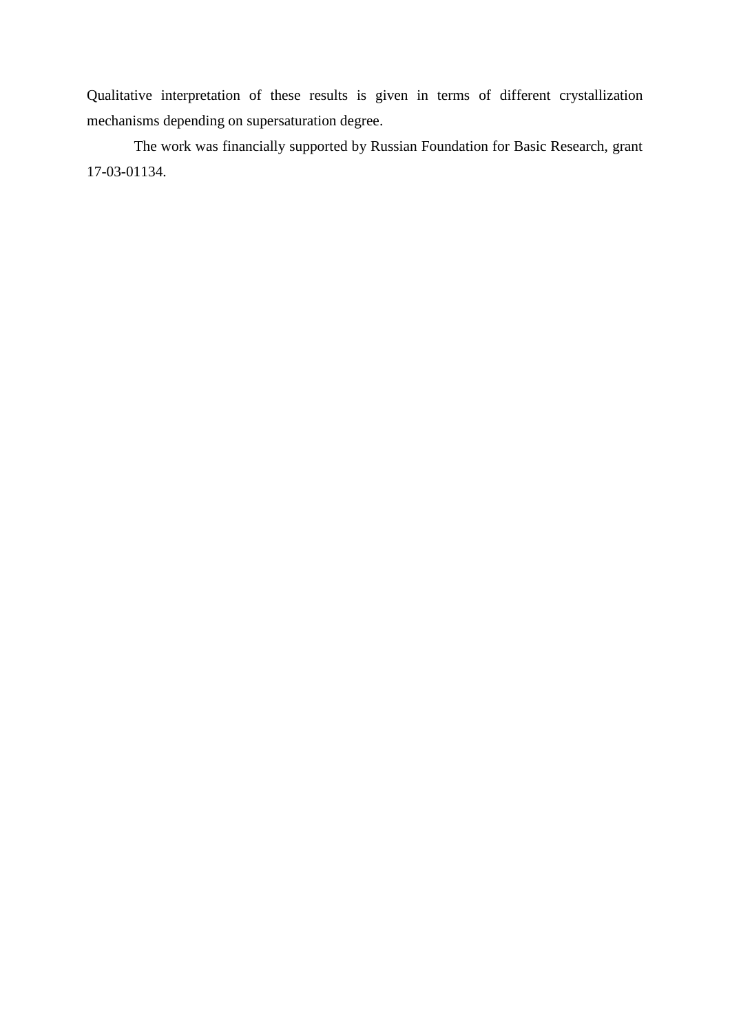Qualitative interpretation of these results is given in terms of different crystallization mechanisms depending on supersaturation degree.

The work was financially supported by Russian Foundation for Basic Research, grant 17-03-01134.